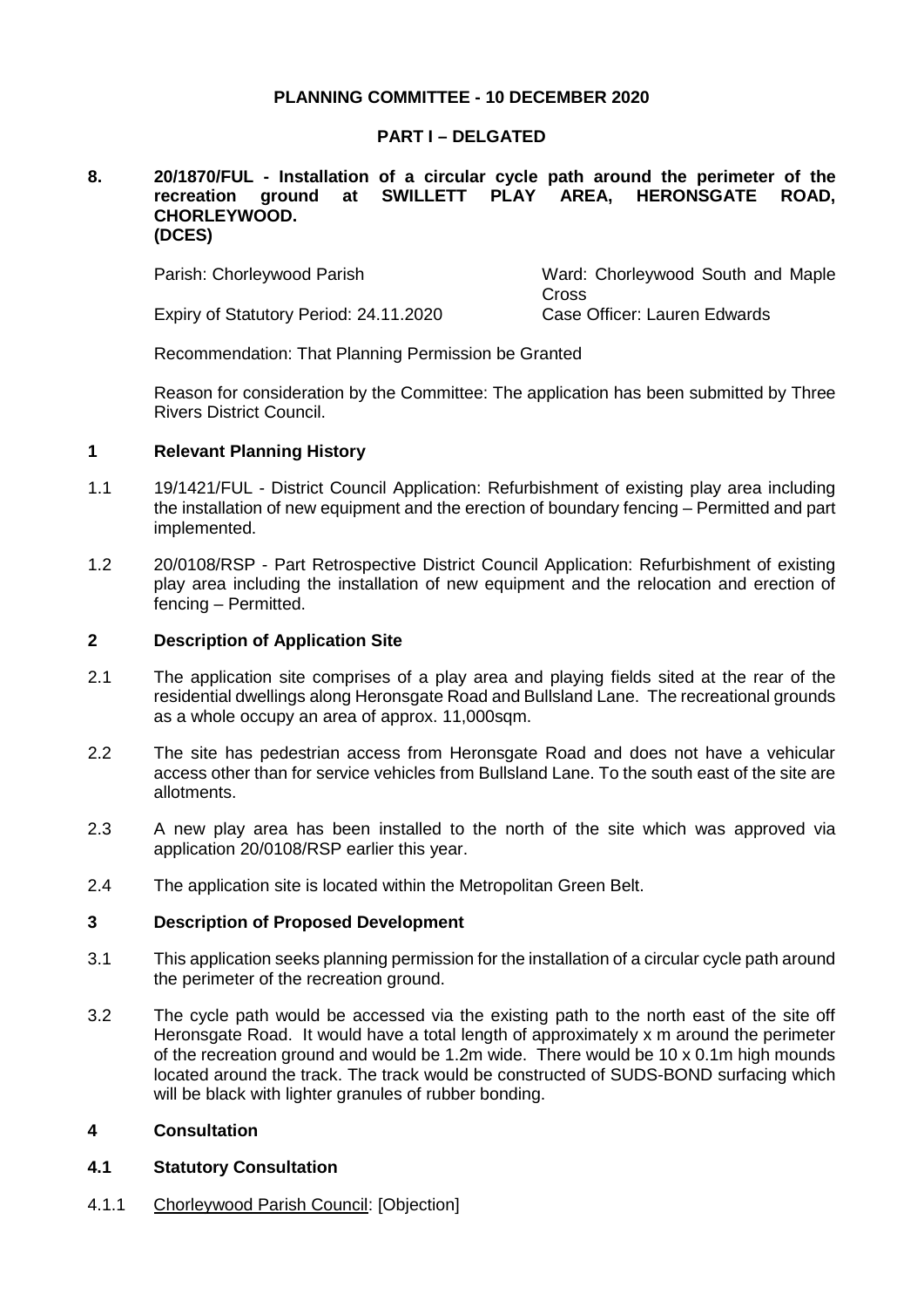**PLANNING COMMITTEE - 10 DECEMBER 2020**

**PART I – DELGATED**

**8. 20/1870/FUL - Installation of a circular cycle path around the perimeter of the recreation ground at SWILLETT PLAY AREA, HERONSGATE ROAD, CHORLEYWOOD. (DCES)**

Parish: Chorleywood Parish

Ward: Chorleywood South and Maple Cross

Expiry of Statutory Period: 24.11.2020

Case Officer: Lauren Edwards

Recommendation: That Planning Permission be Granted

Reason for consideration by the Committee: The application has been submitted by Three Rivers District Council.

## 1 Relevant Planning History

1.1 19/1421/FUL - District Council Application: Refurbishment of existing play area including the installation of new equipment and the erection of boundary fencing – Permitted and part implemented.

1.2 20/0108/RSP - Part Retrospective District Council Application: Refurbishment of existing play area including the installation of new equipment and the relocation and erection of fencing – Permitted.

## 2 Description of Application Site

2.1 The application site comprises of a play area and playing fields sited at the rear of the residential dwellings along Heronsgate Road and Bullsland Lane. The recreational grounds as a whole occupy an area of approx. 11,000sqm.

2.2 The site has pedestrian access from Heronsgate Road and does not have a vehicular access other than for service vehicles from Bullsland Lane. To the south east of the site are allotments.

2.3 A new play area has been installed to the north of the site which was approved via application 20/0108/RSP earlier this year.

2.4 The application site is located within the Metropolitan Green Belt.

## 3 Description of Proposed Development

3.1 This application seeks planning permission for the installation of a circular cycle path around the perimeter of the recreation ground.

3.2 The cycle path would be accessed via the existing path to the north east of the site off Heronsgate Road. It would have a total length of approximately x m around the perimeter of the recreation ground and would be 1.2m wide. There would be 10 x 0.1m high mounds located around the track. The track would be constructed of SUDS-BOND surfacing which will be black with lighter granules of rubber bonding.

## 4 Consultation

### 4.1 Statutory Consultation

4.1.1 Chorleywood Parish Council: [Objection]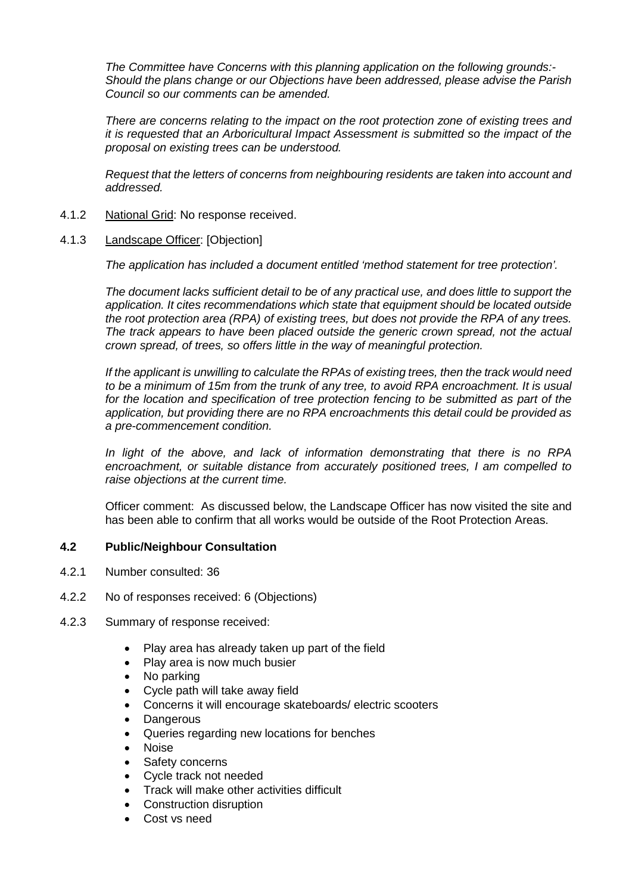*The Committee have Concerns with this planning application on the following grounds:- Should the plans change or our Objections have been addressed, please advise the Parish Council so our comments can be amended.*

*There are concerns relating to the impact on the root protection zone of existing trees and it is requested that an Arboricultural Impact Assessment is submitted so the impact of the proposal on existing trees can be understood.*

*Request that the letters of concerns from neighbouring residents are taken into account and addressed.*

4.1.2 National Grid: No response received.

4.1.3 Landscape Officer: [Objection]

*The application has included a document entitled 'method statement for tree protection'.*

*The document lacks sufficient detail to be of any practical use, and does little to support the application. It cites recommendations which state that equipment should be located outside the root protection area (RPA) of existing trees, but does not provide the RPA of any trees. The track appears to have been placed outside the generic crown spread, not the actual crown spread, of trees, so offers little in the way of meaningful protection.*

*If the applicant is unwilling to calculate the RPAs of existing trees, then the track would need to be a minimum of 15m from the trunk of any tree, to avoid RPA encroachment. It is usual for the location and specification of tree protection fencing to be submitted as part of the application, but providing there are no RPA encroachments this detail could be provided as a pre-commencement condition.*

*In light of the above, and lack of information demonstrating that there is no RPA encroachment, or suitable distance from accurately positioned trees, I am compelled to raise objections at the current time.*

Officer comment: As discussed below, the Landscape Officer has now visited the site and has been able to confirm that all works would be outside of the Root Protection Areas.

### 4.2 Public/Neighbour Consultation

4.2.1 Number consulted: 36

4.2.2 No of responses received: 6 (Objections)

4.2.3 Summary of response received:

- Play area has already taken up part of the field
- Play area is now much busier
- No parking
- Cycle path will take away field
- Concerns it will encourage skateboards/ electric scooters
- Dangerous
- Queries regarding new locations for benches
- Noise
- Safety concerns
- Cycle track not needed
- Track will make other activities difficult
- Construction disruption
- Cost vs need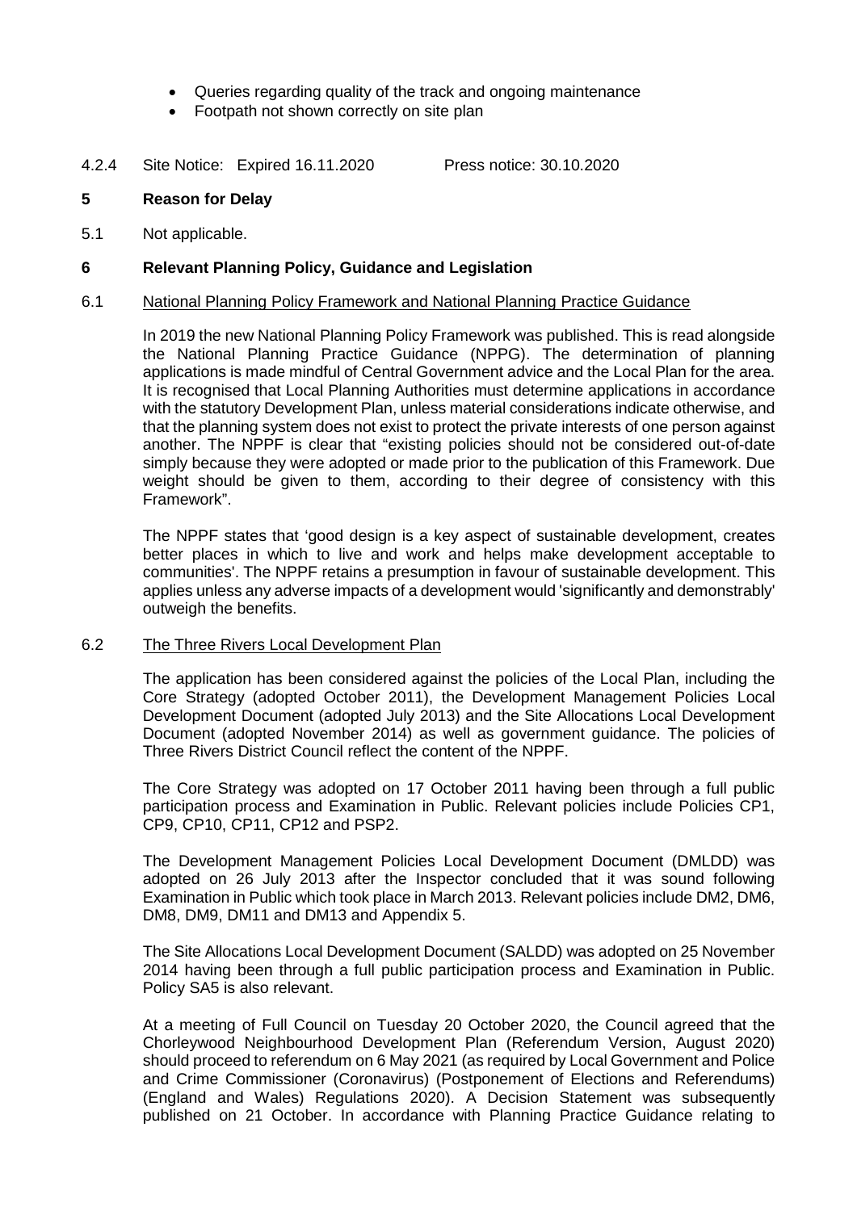- Queries regarding quality of the track and ongoing maintenance
- Footpath not shown correctly on site plan

4.2.4 Site Notice: Expired 16.11.2020 Press notice: 30.10.2020

## 5 Reason for Delay

5.1 Not applicable.

## 6 Relevant Planning Policy, Guidance and Legislation

6.1 National Planning Policy Framework and National Planning Practice Guidance

In 2019 the new National Planning Policy Framework was published. This is read alongside the National Planning Practice Guidance (NPPG). The determination of planning applications is made mindful of Central Government advice and the Local Plan for the area. It is recognised that Local Planning Authorities must determine applications in accordance with the statutory Development Plan, unless material considerations indicate otherwise, and that the planning system does not exist to protect the private interests of one person against another. The NPPF is clear that "existing policies should not be considered out-of-date simply because they were adopted or made prior to the publication of this Framework. Due weight should be given to them, according to their degree of consistency with this Framework".

The NPPF states that 'good design is a key aspect of sustainable development, creates better places in which to live and work and helps make development acceptable to communities'. The NPPF retains a presumption in favour of sustainable development. This applies unless any adverse impacts of a development would 'significantly and demonstrably' outweigh the benefits.

6.2 The Three Rivers Local Development Plan

The application has been considered against the policies of the Local Plan, including the Core Strategy (adopted October 2011), the Development Management Policies Local Development Document (adopted July 2013) and the Site Allocations Local Development Document (adopted November 2014) as well as government guidance. The policies of Three Rivers District Council reflect the content of the NPPF.

The Core Strategy was adopted on 17 October 2011 having been through a full public participation process and Examination in Public. Relevant policies include Policies CP1, CP9, CP10, CP11, CP12 and PSP2.

The Development Management Policies Local Development Document (DMLDD) was adopted on 26 July 2013 after the Inspector concluded that it was sound following Examination in Public which took place in March 2013. Relevant policies include DM2, DM6, DM8, DM9, DM11 and DM13 and Appendix 5.

The Site Allocations Local Development Document (SALDD) was adopted on 25 November 2014 having been through a full public participation process and Examination in Public. Policy SA5 is also relevant.

At a meeting of Full Council on Tuesday 20 October 2020, the Council agreed that the Chorleywood Neighbourhood Development Plan (Referendum Version, August 2020) should proceed to referendum on 6 May 2021 (as required by Local Government and Police and Crime Commissioner (Coronavirus) (Postponement of Elections and Referendums) (England and Wales) Regulations 2020). A Decision Statement was subsequently published on 21 October. In accordance with Planning Practice Guidance relating to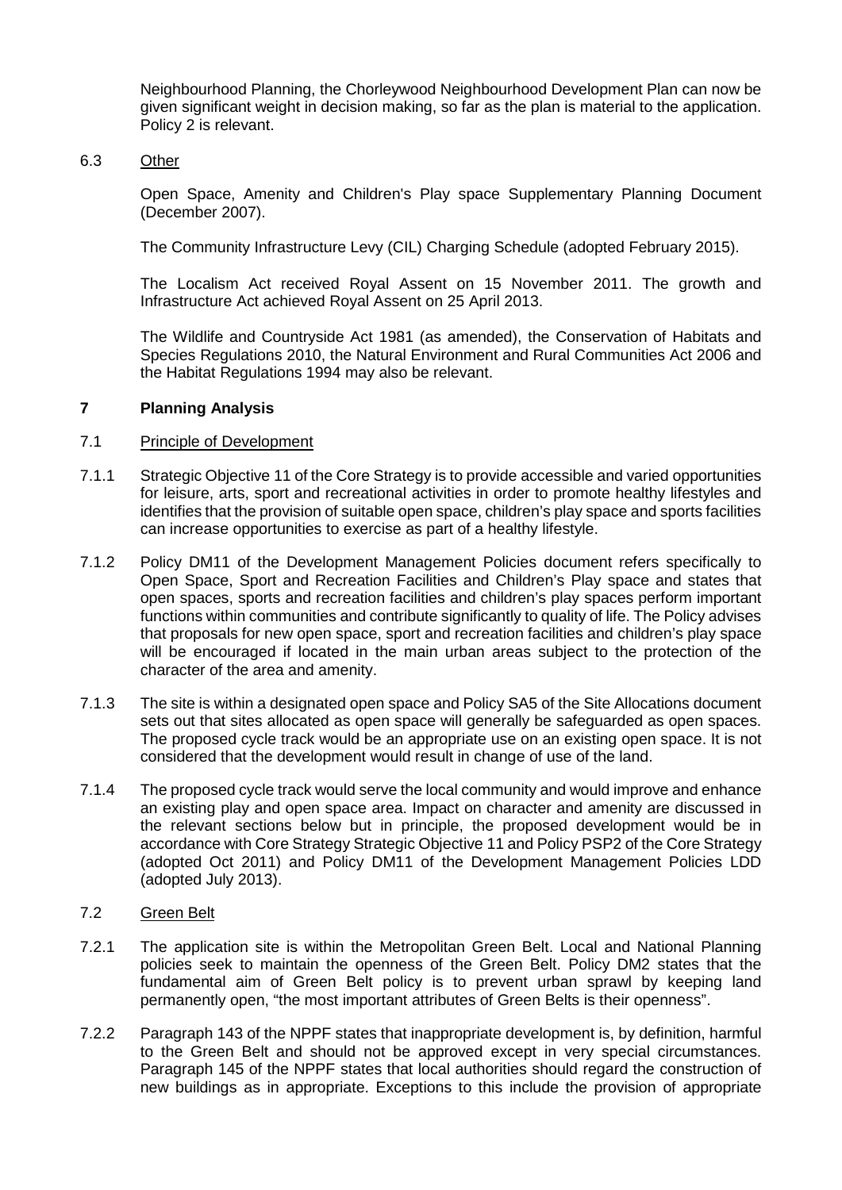Neighbourhood Planning, the Chorleywood Neighbourhood Development Plan can now be given significant weight in decision making, so far as the plan is material to the application. Policy 2 is relevant.

6.3 Other

Open Space, Amenity and Children's Play space Supplementary Planning Document (December 2007).

The Community Infrastructure Levy (CIL) Charging Schedule (adopted February 2015).

The Localism Act received Royal Assent on 15 November 2011. The growth and Infrastructure Act achieved Royal Assent on 25 April 2013.

The Wildlife and Countryside Act 1981 (as amended), the Conservation of Habitats and Species Regulations 2010, the Natural Environment and Rural Communities Act 2006 and the Habitat Regulations 1994 may also be relevant.

## 7 Planning Analysis

7.1 Principle of Development

7.1.1 Strategic Objective 11 of the Core Strategy is to provide accessible and varied opportunities for leisure, arts, sport and recreational activities in order to promote healthy lifestyles and identifies that the provision of suitable open space, children's play space and sports facilities can increase opportunities to exercise as part of a healthy lifestyle.

7.1.2 Policy DM11 of the Development Management Policies document refers specifically to Open Space, Sport and Recreation Facilities and Children's Play space and states that open spaces, sports and recreation facilities and children's play spaces perform important functions within communities and contribute significantly to quality of life. The Policy advises that proposals for new open space, sport and recreation facilities and children's play space will be encouraged if located in the main urban areas subject to the protection of the character of the area and amenity.

7.1.3 The site is within a designated open space and Policy SA5 of the Site Allocations document sets out that sites allocated as open space will generally be safeguarded as open spaces. The proposed cycle track would be an appropriate use on an existing open space. It is not considered that the development would result in change of use of the land.

7.1.4 The proposed cycle track would serve the local community and would improve and enhance an existing play and open space area. Impact on character and amenity are discussed in the relevant sections below but in principle, the proposed development would be in accordance with Core Strategy Strategic Objective 11 and Policy PSP2 of the Core Strategy (adopted Oct 2011) and Policy DM11 of the Development Management Policies LDD (adopted July 2013).

7.2 Green Belt

7.2.1 The application site is within the Metropolitan Green Belt. Local and National Planning policies seek to maintain the openness of the Green Belt. Policy DM2 states that the fundamental aim of Green Belt policy is to prevent urban sprawl by keeping land permanently open, "the most important attributes of Green Belts is their openness".

7.2.2 Paragraph 143 of the NPPF states that inappropriate development is, by definition, harmful to the Green Belt and should not be approved except in very special circumstances. Paragraph 145 of the NPPF states that local authorities should regard the construction of new buildings as in appropriate. Exceptions to this include the provision of appropriate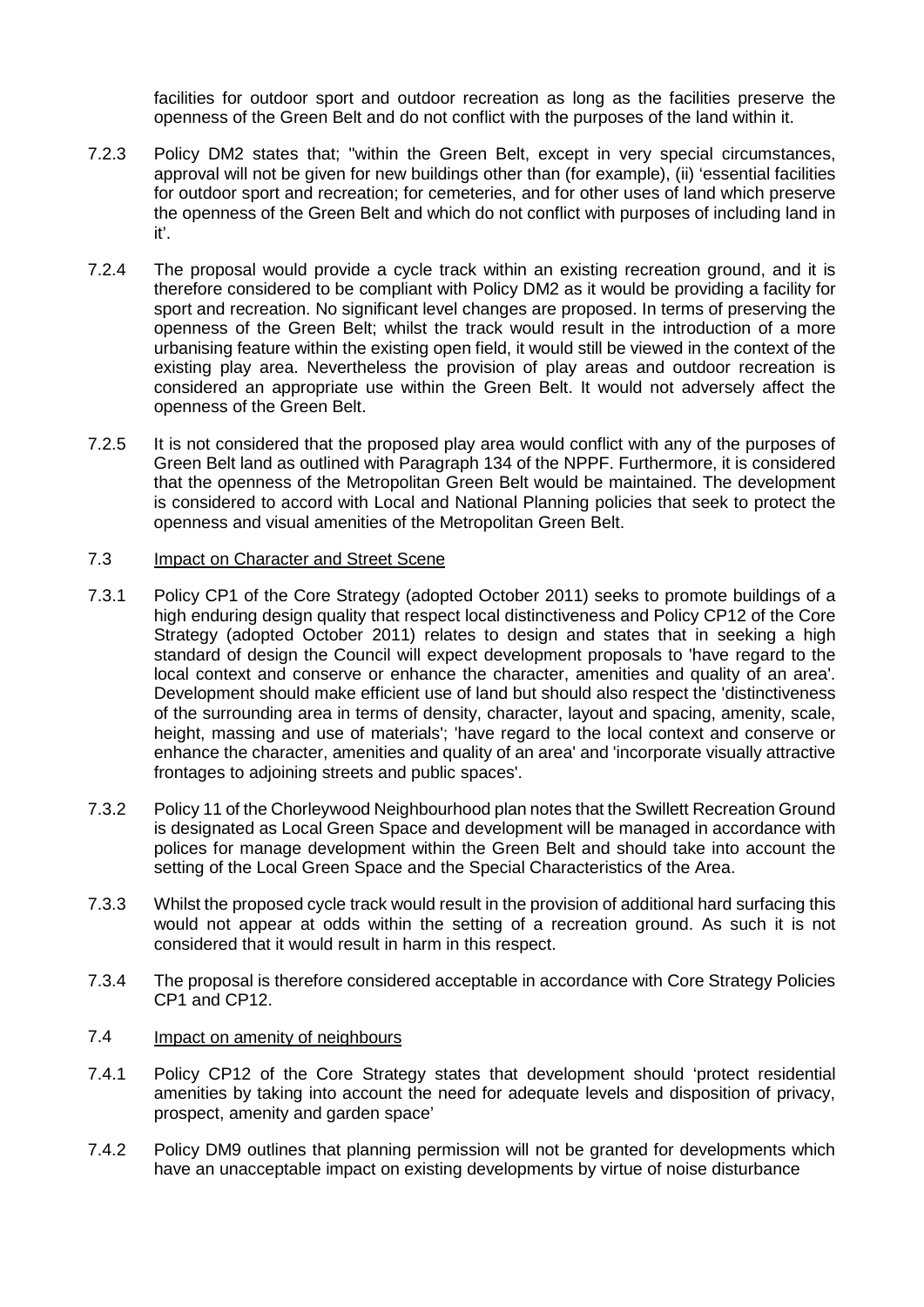facilities for outdoor sport and outdoor recreation as long as the facilities preserve the openness of the Green Belt and do not conflict with the purposes of the land within it.

7.2.3 Policy DM2 states that; "within the Green Belt, except in very special circumstances, approval will not be given for new buildings other than (for example), (ii) 'essential facilities for outdoor sport and recreation; for cemeteries, and for other uses of land which preserve the openness of the Green Belt and which do not conflict with purposes of including land in it'.

7.2.4 The proposal would provide a cycle track within an existing recreation ground, and it is therefore considered to be compliant with Policy DM2 as it would be providing a facility for sport and recreation. No significant level changes are proposed. In terms of preserving the openness of the Green Belt; whilst the track would result in the introduction of a more urbanising feature within the existing open field, it would still be viewed in the context of the existing play area. Nevertheless the provision of play areas and outdoor recreation is considered an appropriate use within the Green Belt. It would not adversely affect the openness of the Green Belt.

7.2.5 It is not considered that the proposed play area would conflict with any of the purposes of Green Belt land as outlined with Paragraph 134 of the NPPF. Furthermore, it is considered that the openness of the Metropolitan Green Belt would be maintained. The development is considered to accord with Local and National Planning policies that seek to protect the openness and visual amenities of the Metropolitan Green Belt.

7.3 Impact on Character and Street Scene

7.3.1 Policy CP1 of the Core Strategy (adopted October 2011) seeks to promote buildings of a high enduring design quality that respect local distinctiveness and Policy CP12 of the Core Strategy (adopted October 2011) relates to design and states that in seeking a high standard of design the Council will expect development proposals to 'have regard to the local context and conserve or enhance the character, amenities and quality of an area'. Development should make efficient use of land but should also respect the 'distinctiveness of the surrounding area in terms of density, character, layout and spacing, amenity, scale, height, massing and use of materials'; 'have regard to the local context and conserve or enhance the character, amenities and quality of an area' and 'incorporate visually attractive frontages to adjoining streets and public spaces'.

7.3.2 Policy 11 of the Chorleywood Neighbourhood plan notes that the Swillett Recreation Ground is designated as Local Green Space and development will be managed in accordance with polices for manage development within the Green Belt and should take into account the setting of the Local Green Space and the Special Characteristics of the Area.

7.3.3 Whilst the proposed cycle track would result in the provision of additional hard surfacing this would not appear at odds within the setting of a recreation ground. As such it is not considered that it would result in harm in this respect.

7.3.4 The proposal is therefore considered acceptable in accordance with Core Strategy Policies CP1 and CP12.

7.4 Impact on amenity of neighbours

7.4.1 Policy CP12 of the Core Strategy states that development should 'protect residential amenities by taking into account the need for adequate levels and disposition of privacy, prospect, amenity and garden space'

7.4.2 Policy DM9 outlines that planning permission will not be granted for developments which have an unacceptable impact on existing developments by virtue of noise disturbance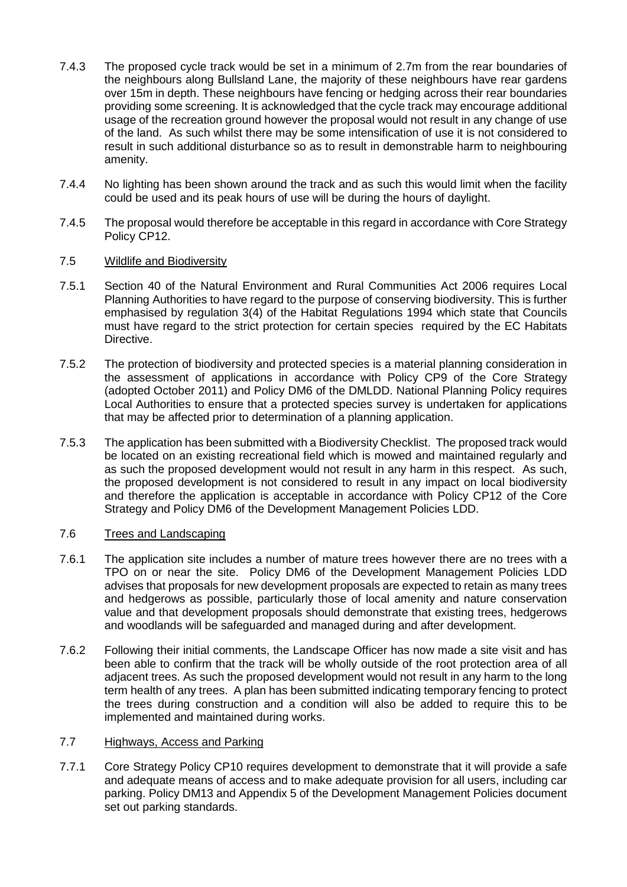7.4.3 The proposed cycle track would be set in a minimum of 2.7m from the rear boundaries of the neighbours along Bullsland Lane, the majority of these neighbours have rear gardens over 15m in depth. These neighbours have fencing or hedging across their rear boundaries providing some screening. It is acknowledged that the cycle track may encourage additional usage of the recreation ground however the proposal would not result in any change of use of the land. As such whilst there may be some intensification of use it is not considered to result in such additional disturbance so as to result in demonstrable harm to neighbouring amenity.

7.4.4 No lighting has been shown around the track and as such this would limit when the facility could be used and its peak hours of use will be during the hours of daylight.

7.4.5 The proposal would therefore be acceptable in this regard in accordance with Core Strategy Policy CP12.

7.5 Wildlife and Biodiversity

7.5.1 Section 40 of the Natural Environment and Rural Communities Act 2006 requires Local Planning Authorities to have regard to the purpose of conserving biodiversity. This is further emphasised by regulation 3(4) of the Habitat Regulations 1994 which state that Councils must have regard to the strict protection for certain species required by the EC Habitats Directive.

7.5.2 The protection of biodiversity and protected species is a material planning consideration in the assessment of applications in accordance with Policy CP9 of the Core Strategy (adopted October 2011) and Policy DM6 of the DMLDD. National Planning Policy requires Local Authorities to ensure that a protected species survey is undertaken for applications that may be affected prior to determination of a planning application.

7.5.3 The application has been submitted with a Biodiversity Checklist. The proposed track would be located on an existing recreational field which is mowed and maintained regularly and as such the proposed development would not result in any harm in this respect. As such, the proposed development is not considered to result in any impact on local biodiversity and therefore the application is acceptable in accordance with Policy CP12 of the Core Strategy and Policy DM6 of the Development Management Policies LDD.

7.6 Trees and Landscaping

7.6.1 The application site includes a number of mature trees however there are no trees with a TPO on or near the site. Policy DM6 of the Development Management Policies LDD advises that proposals for new development proposals are expected to retain as many trees and hedgerows as possible, particularly those of local amenity and nature conservation value and that development proposals should demonstrate that existing trees, hedgerows and woodlands will be safeguarded and managed during and after development.

7.6.2 Following their initial comments, the Landscape Officer has now made a site visit and has been able to confirm that the track will be wholly outside of the root protection area of all adjacent trees. As such the proposed development would not result in any harm to the long term health of any trees. A plan has been submitted indicating temporary fencing to protect the trees during construction and a condition will also be added to require this to be implemented and maintained during works.

7.7 Highways, Access and Parking

7.7.1 Core Strategy Policy CP10 requires development to demonstrate that it will provide a safe and adequate means of access and to make adequate provision for all users, including car parking. Policy DM13 and Appendix 5 of the Development Management Policies document set out parking standards.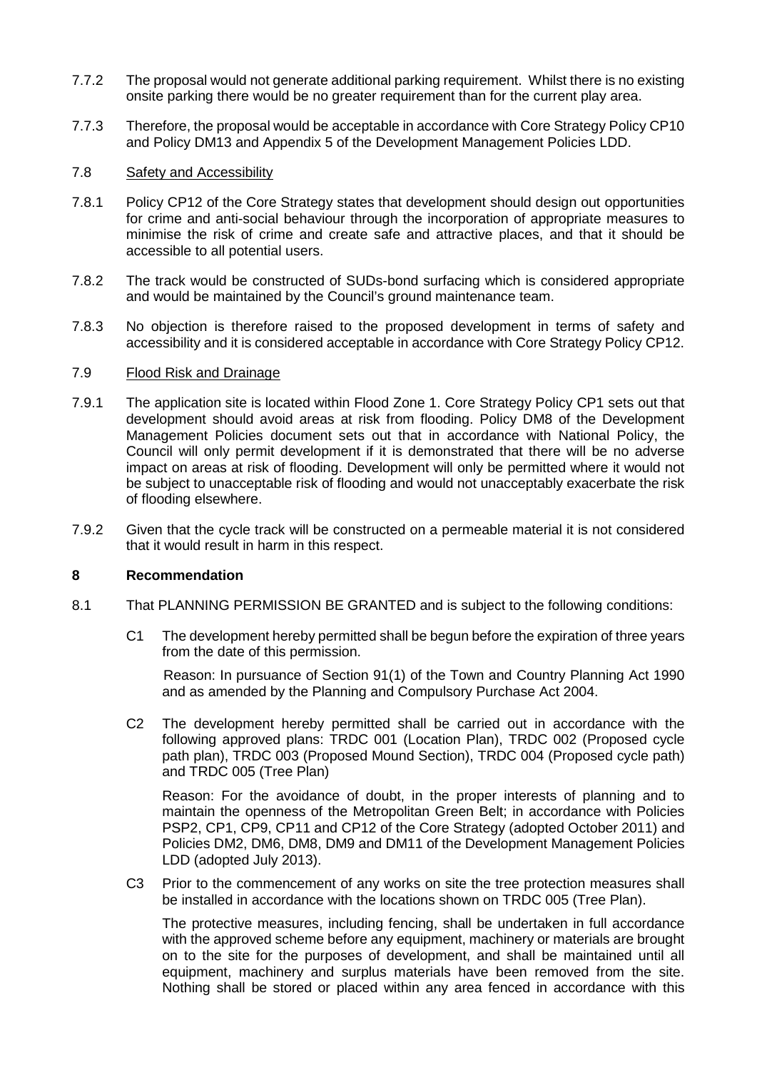7.7.2 The proposal would not generate additional parking requirement. Whilst there is no existing onsite parking there would be no greater requirement than for the current play area.

7.7.3 Therefore, the proposal would be acceptable in accordance with Core Strategy Policy CP10 and Policy DM13 and Appendix 5 of the Development Management Policies LDD.

7.8 Safety and Accessibility

7.8.1 Policy CP12 of the Core Strategy states that development should design out opportunities for crime and anti-social behaviour through the incorporation of appropriate measures to minimise the risk of crime and create safe and attractive places, and that it should be accessible to all potential users.

7.8.2 The track would be constructed of SUDs-bond surfacing which is considered appropriate and would be maintained by the Council's ground maintenance team.

7.8.3 No objection is therefore raised to the proposed development in terms of safety and accessibility and it is considered acceptable in accordance with Core Strategy Policy CP12.

7.9 Flood Risk and Drainage

7.9.1 The application site is located within Flood Zone 1. Core Strategy Policy CP1 sets out that development should avoid areas at risk from flooding. Policy DM8 of the Development Management Policies document sets out that in accordance with National Policy, the Council will only permit development if it is demonstrated that there will be no adverse impact on areas at risk of flooding. Development will only be permitted where it would not be subject to unacceptable risk of flooding and would not unacceptably exacerbate the risk of flooding elsewhere.

7.9.2 Given that the cycle track will be constructed on a permeable material it is not considered that it would result in harm in this respect.

## 8 Recommendation

8.1 That PLANNING PERMISSION BE GRANTED and is subject to the following conditions:

C1 The development hereby permitted shall be begun before the expiration of three years from the date of this permission.

Reason: In pursuance of Section 91(1) of the Town and Country Planning Act 1990 and as amended by the Planning and Compulsory Purchase Act 2004.

C2 The development hereby permitted shall be carried out in accordance with the following approved plans: TRDC 001 (Location Plan), TRDC 002 (Proposed cycle path plan), TRDC 003 (Proposed Mound Section), TRDC 004 (Proposed cycle path) and TRDC 005 (Tree Plan)

Reason: For the avoidance of doubt, in the proper interests of planning and to maintain the openness of the Metropolitan Green Belt; in accordance with Policies PSP2, CP1, CP9, CP11 and CP12 of the Core Strategy (adopted October 2011) and Policies DM2, DM6, DM8, DM9 and DM11 of the Development Management Policies LDD (adopted July 2013).

C3 Prior to the commencement of any works on site the tree protection measures shall be installed in accordance with the locations shown on TRDC 005 (Tree Plan).

The protective measures, including fencing, shall be undertaken in full accordance with the approved scheme before any equipment, machinery or materials are brought on to the site for the purposes of development, and shall be maintained until all equipment, machinery and surplus materials have been removed from the site. Nothing shall be stored or placed within any area fenced in accordance with this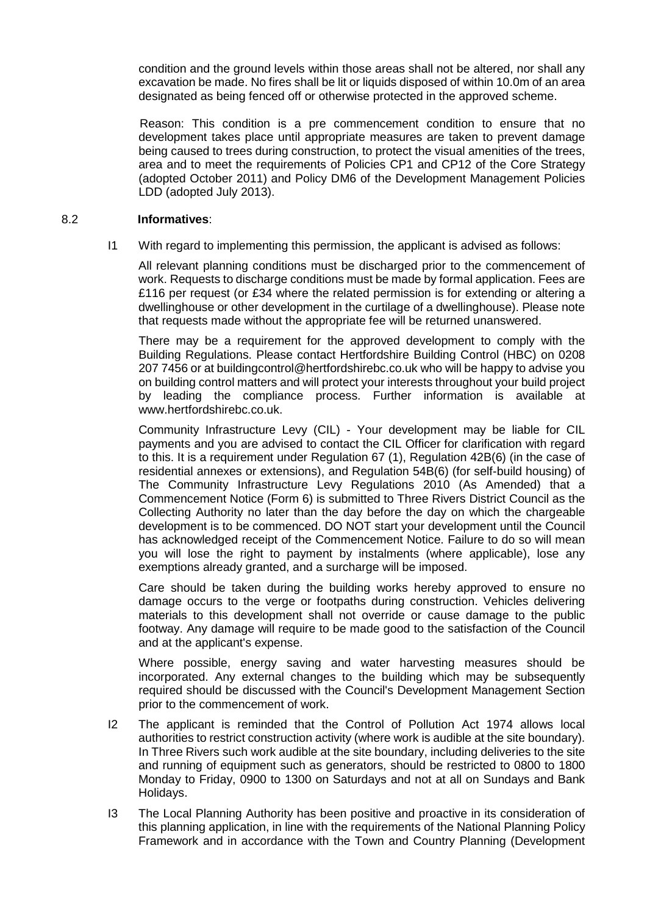condition and the ground levels within those areas shall not be altered, nor shall any excavation be made. No fires shall be lit or liquids disposed of within 10.0m of an area designated as being fenced off or otherwise protected in the approved scheme.

Reason: This condition is a pre commencement condition to ensure that no development takes place until appropriate measures are taken to prevent damage being caused to trees during construction, to protect the visual amenities of the trees, area and to meet the requirements of Policies CP1 and CP12 of the Core Strategy (adopted October 2011) and Policy DM6 of the Development Management Policies LDD (adopted July 2013).

8.2 **Informatives**:

I1 With regard to implementing this permission, the applicant is advised as follows:

All relevant planning conditions must be discharged prior to the commencement of work. Requests to discharge conditions must be made by formal application. Fees are £116 per request (or £34 where the related permission is for extending or altering a dwellinghouse or other development in the curtilage of a dwellinghouse). Please note that requests made without the appropriate fee will be returned unanswered.

There may be a requirement for the approved development to comply with the Building Regulations. Please contact Hertfordshire Building Control (HBC) on 0208 207 7456 or at buildingcontrol@hertfordshirebc.co.uk who will be happy to advise you on building control matters and will protect your interests throughout your build project by leading the compliance process. Further information is available at www.hertfordshirebc.co.uk.

Community Infrastructure Levy (CIL) - Your development may be liable for CIL payments and you are advised to contact the CIL Officer for clarification with regard to this. It is a requirement under Regulation 67 (1), Regulation 42B(6) (in the case of residential annexes or extensions), and Regulation 54B(6) (for self-build housing) of The Community Infrastructure Levy Regulations 2010 (As Amended) that a Commencement Notice (Form 6) is submitted to Three Rivers District Council as the Collecting Authority no later than the day before the day on which the chargeable development is to be commenced. DO NOT start your development until the Council has acknowledged receipt of the Commencement Notice. Failure to do so will mean you will lose the right to payment by instalments (where applicable), lose any exemptions already granted, and a surcharge will be imposed.

Care should be taken during the building works hereby approved to ensure no damage occurs to the verge or footpaths during construction. Vehicles delivering materials to this development shall not override or cause damage to the public footway. Any damage will require to be made good to the satisfaction of the Council and at the applicant's expense.

Where possible, energy saving and water harvesting measures should be incorporated. Any external changes to the building which may be subsequently required should be discussed with the Council's Development Management Section prior to the commencement of work.

I2 The applicant is reminded that the Control of Pollution Act 1974 allows local authorities to restrict construction activity (where work is audible at the site boundary). In Three Rivers such work audible at the site boundary, including deliveries to the site and running of equipment such as generators, should be restricted to 0800 to 1800 Monday to Friday, 0900 to 1300 on Saturdays and not at all on Sundays and Bank Holidays.

I3 The Local Planning Authority has been positive and proactive in its consideration of this planning application, in line with the requirements of the National Planning Policy Framework and in accordance with the Town and Country Planning (Development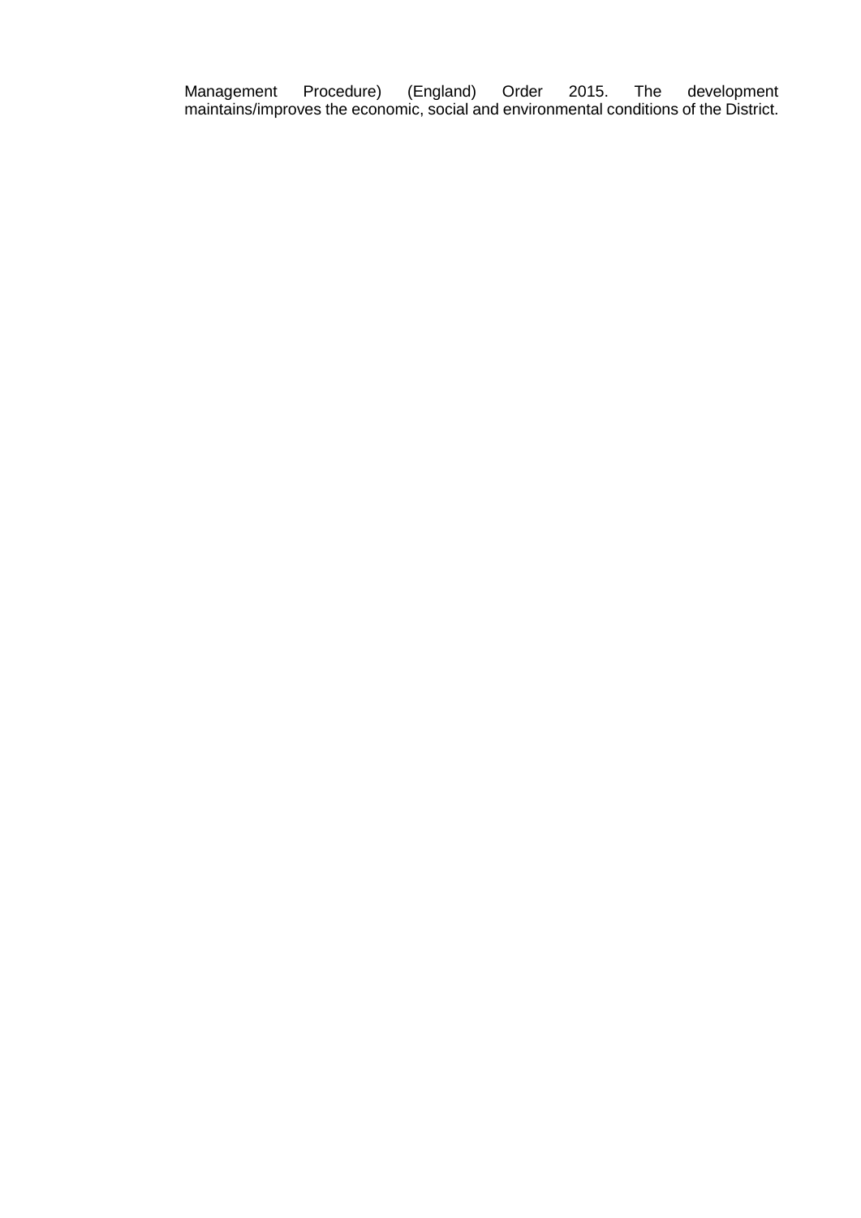Management Procedure) (England) Order 2015. The development maintains/improves the economic, social and environmental conditions of the District.